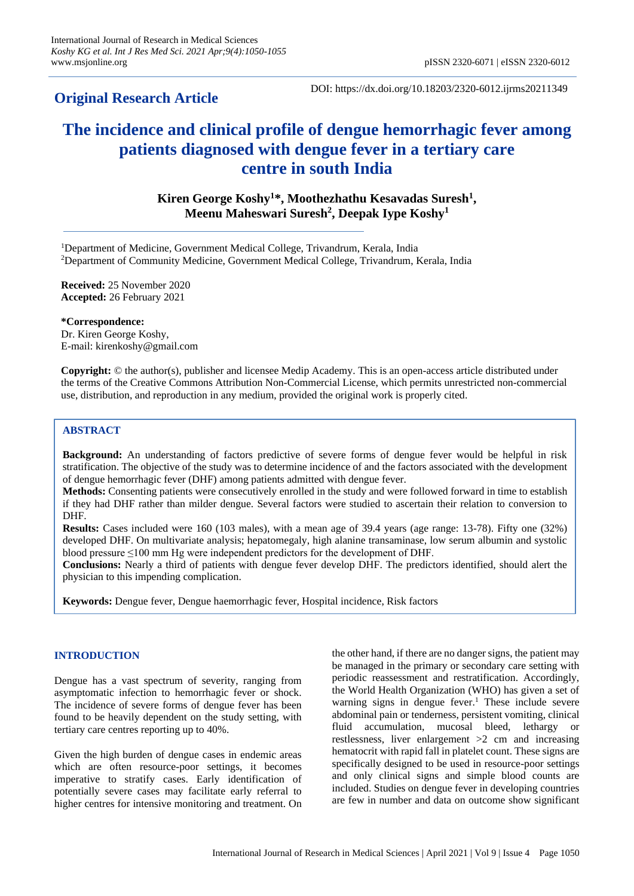**Original Research Article**

DOI: https://dx.doi.org/10.18203/2320-6012.ijrms20211349

# The incidence and clinical profile of dengue hemorrhagic fever among patients diagnosed with dengue fever in a tertiary care centre in south India

**Kiren George Koshy[1]*, Moothezhathu Kesavadas Suresh[1], Meenu Maheswari Suresh[2], Deepak Iype Koshy[1]**

[1]Department of Medicine, Government Medical College, Trivandrum, Kerala, India
[2]Department of Community Medicine, Government Medical College, Trivandrum, Kerala, India

**Received:** 25 November 2020
**Accepted:** 26 February 2021

***Correspondence:**
Dr. Kiren George Koshy,
E-mail: kirenkoshy@gmail.com

**Copyright:** © the author(s), publisher and licensee Medip Academy. This is an open-access article distributed under the terms of the Creative Commons Attribution Non-Commercial License, which permits unrestricted non-commercial use, distribution, and reproduction in any medium, provided the original work is properly cited.

## ABSTRACT

**Background:** An understanding of factors predictive of severe forms of dengue fever would be helpful in risk stratification. The objective of the study was to determine incidence of and the factors associated with the development of dengue hemorrhagic fever (DHF) among patients admitted with dengue fever.

**Methods:** Consenting patients were consecutively enrolled in the study and were followed forward in time to establish if they had DHF rather than milder dengue. Several factors were studied to ascertain their relation to conversion to DHF.

**Results:** Cases included were 160 (103 males), with a mean age of 39.4 years (age range: 13-78). Fifty one (32%) developed DHF. On multivariate analysis; hepatomegaly, high alanine transaminase, low serum albumin and systolic blood pressure ≤100 mm Hg were independent predictors for the development of DHF.

**Conclusions:** Nearly a third of patients with dengue fever develop DHF. The predictors identified, should alert the physician to this impending complication.

**Keywords:** Dengue fever, Dengue haemorrhagic fever, Hospital incidence, Risk factors

## INTRODUCTION

Dengue has a vast spectrum of severity, ranging from asymptomatic infection to hemorrhagic fever or shock. The incidence of severe forms of dengue fever has been found to be heavily dependent on the study setting, with tertiary care centres reporting up to 40%.

Given the high burden of dengue cases in endemic areas which are often resource-poor settings, it becomes imperative to stratify cases. Early identification of potentially severe cases may facilitate early referral to higher centres for intensive monitoring and treatment. On the other hand, if there are no danger signs, the patient may be managed in the primary or secondary care setting with periodic reassessment and restratification. Accordingly, the World Health Organization (WHO) has given a set of warning signs in dengue fever.[1] These include severe abdominal pain or tenderness, persistent vomiting, clinical fluid accumulation, mucosal bleed, lethargy or restlessness, liver enlargement >2 cm and increasing hematocrit with rapid fall in platelet count. These signs are specifically designed to be used in resource-poor settings and only clinical signs and simple blood counts are included. Studies on dengue fever in developing countries are few in number and data on outcome show significant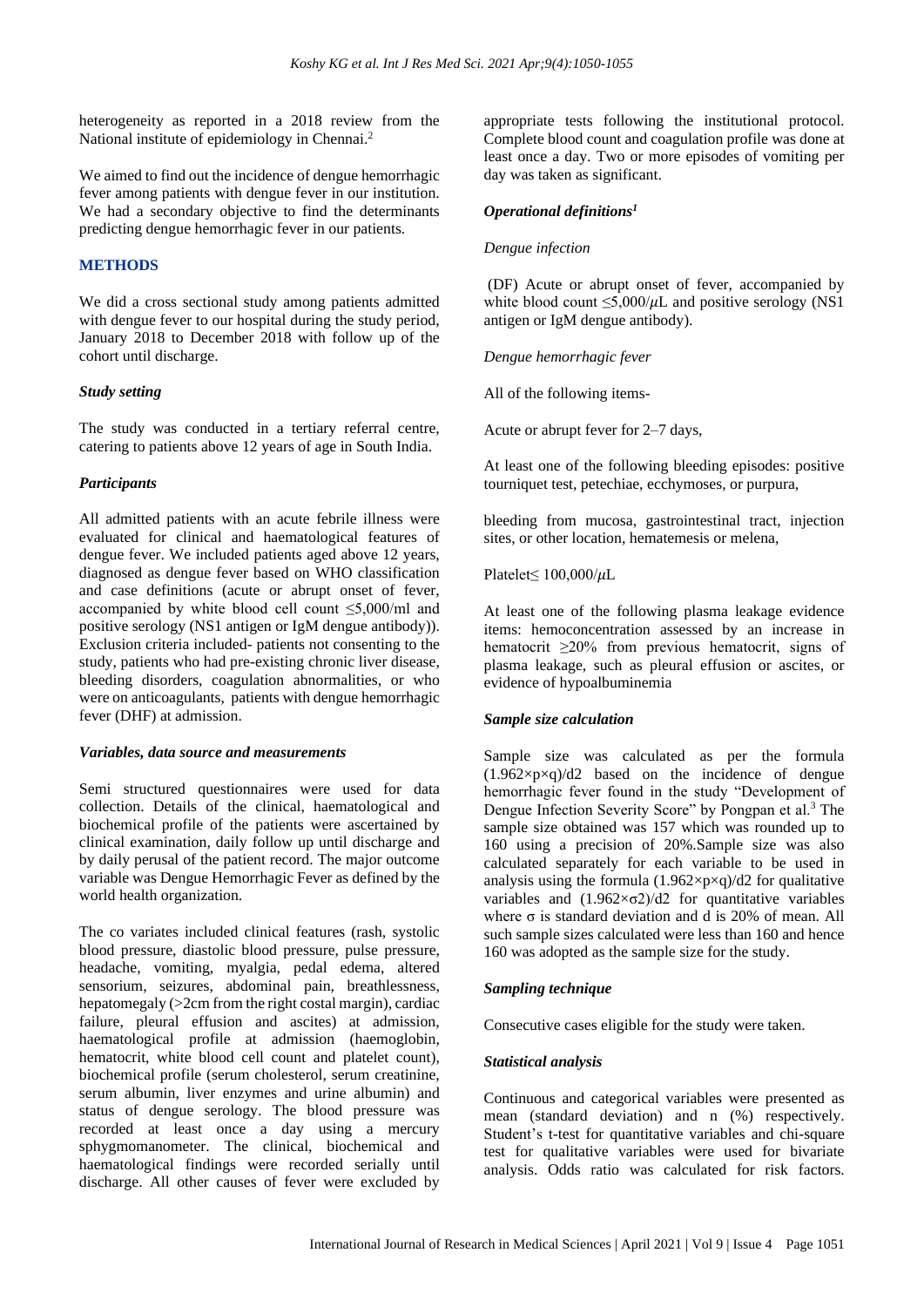heterogeneity as reported in a 2018 review from the National institute of epidemiology in Chennai.[2]

We aimed to find out the incidence of dengue hemorrhagic fever among patients with dengue fever in our institution. We had a secondary objective to find the determinants predicting dengue hemorrhagic fever in our patients.

## METHODS

We did a cross sectional study among patients admitted with dengue fever to our hospital during the study period, January 2018 to December 2018 with follow up of the cohort until discharge.

### *Study setting*

The study was conducted in a tertiary referral centre, catering to patients above 12 years of age in South India.

### *Participants*

All admitted patients with an acute febrile illness were evaluated for clinical and haematological features of dengue fever. We included patients aged above 12 years, diagnosed as dengue fever based on WHO classification and case definitions (acute or abrupt onset of fever, accompanied by white blood cell count ≤5,000/ml and positive serology (NS1 antigen or IgM dengue antibody)). Exclusion criteria included- patients not consenting to the study, patients who had pre-existing chronic liver disease, bleeding disorders, coagulation abnormalities, or who were on anticoagulants, patients with dengue hemorrhagic fever (DHF) at admission.

### *Variables, data source and measurements*

Semi structured questionnaires were used for data collection. Details of the clinical, haematological and biochemical profile of the patients were ascertained by clinical examination, daily follow up until discharge and by daily perusal of the patient record. The major outcome variable was Dengue Hemorrhagic Fever as defined by the world health organization.

The co variates included clinical features (rash, systolic blood pressure, diastolic blood pressure, pulse pressure, headache, vomiting, myalgia, pedal edema, altered sensorium, seizures, abdominal pain, breathlessness, hepatomegaly (>2cm from the right costal margin), cardiac failure, pleural effusion and ascites) at admission, haematological profile at admission (haemoglobin, hematocrit, white blood cell count and platelet count), biochemical profile (serum cholesterol, serum creatinine, serum albumin, liver enzymes and urine albumin) and status of dengue serology. The blood pressure was recorded at least once a day using a mercury sphygmomanometer. The clinical, biochemical and haematological findings were recorded serially until discharge. All other causes of fever were excluded by appropriate tests following the institutional protocol. Complete blood count and coagulation profile was done at least once a day. Two or more episodes of vomiting per day was taken as significant.

### *Operational definitions[1]*

*Dengue infection*

(DF) Acute or abrupt onset of fever, accompanied by white blood count ≤5,000/μL and positive serology (NS1 antigen or IgM dengue antibody).

*Dengue hemorrhagic fever*

All of the following items-

Acute or abrupt fever for 2–7 days,

At least one of the following bleeding episodes: positive tourniquet test, petechiae, ecchymoses, or purpura,

bleeding from mucosa, gastrointestinal tract, injection sites, or other location, hematemesis or melena,

Platelet≤ 100,000/μL

At least one of the following plasma leakage evidence items: hemoconcentration assessed by an increase in hematocrit ≥20% from previous hematocrit, signs of plasma leakage, such as pleural effusion or ascites, or evidence of hypoalbuminemia

### *Sample size calculation*

Sample size was calculated as per the formula $(1.96^2 \times p \times q)/d^2$ based on the incidence of dengue hemorrhagic fever found in the study "Development of Dengue Infection Severity Score" by Pongpan et al.[3] The sample size obtained was 157 which was rounded up to 160 using a precision of 20%.Sample size was also calculated separately for each variable to be used in analysis using the formula $(1.96^2 \times p \times q)/d^2$ for qualitative variables and $(1.96^2 \times \sigma^2)/d^2$ for quantitative variables where σ is standard deviation and d is 20% of mean. All such sample sizes calculated were less than 160 and hence 160 was adopted as the sample size for the study.

### *Sampling technique*

Consecutive cases eligible for the study were taken.

### *Statistical analysis*

Continuous and categorical variables were presented as mean (standard deviation) and n (%) respectively. Student's t-test for quantitative variables and chi-square test for qualitative variables were used for bivariate analysis. Odds ratio was calculated for risk factors.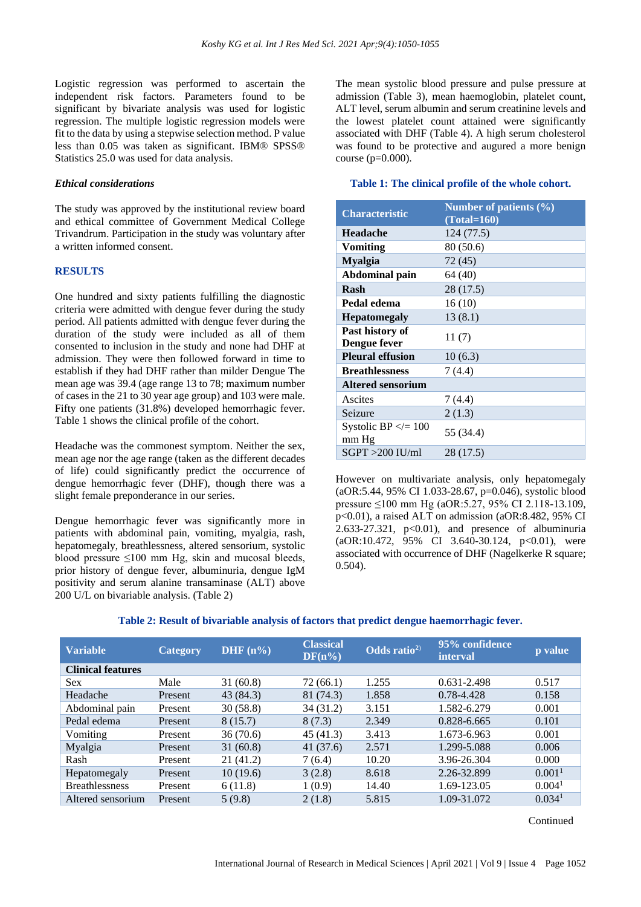Logistic regression was performed to ascertain the independent risk factors. Parameters found to be significant by bivariate analysis was used for logistic regression. The multiple logistic regression models were fit to the data by using a stepwise selection method. P value less than 0.05 was taken as significant. IBM® SPSS® Statistics 25.0 was used for data analysis.

### *Ethical considerations*

The study was approved by the institutional review board and ethical committee of Government Medical College Trivandrum. Participation in the study was voluntary after a written informed consent.

## RESULTS

One hundred and sixty patients fulfilling the diagnostic criteria were admitted with dengue fever during the study period. All patients admitted with dengue fever during the duration of the study were included as all of them consented to inclusion in the study and none had DHF at admission. They were then followed forward in time to establish if they had DHF rather than milder Dengue The mean age was 39.4 (age range 13 to 78; maximum number of cases in the 21 to 30 year age group) and 103 were male. Fifty one patients (31.8%) developed hemorrhagic fever. Table 1 shows the clinical profile of the cohort.

Headache was the commonest symptom. Neither the sex, mean age nor the age range (taken as the different decades of life) could significantly predict the occurrence of dengue hemorrhagic fever (DHF), though there was a slight female preponderance in our series.

Dengue hemorrhagic fever was significantly more in patients with abdominal pain, vomiting, myalgia, rash, hepatomegaly, breathlessness, altered sensorium, systolic blood pressure ≤100 mm Hg, skin and mucosal bleeds, prior history of dengue fever, albuminuria, dengue IgM positivity and serum alanine transaminase (ALT) above 200 U/L on bivariable analysis. (Table 2)

The mean systolic blood pressure and pulse pressure at admission (Table 3), mean haemoglobin, platelet count, ALT level, serum albumin and serum creatinine levels and the lowest platelet count attained were significantly associated with DHF (Table 4). A high serum cholesterol was found to be protective and augured a more benign course (p=0.000).

**Table 1: The clinical profile of the whole cohort.**

| Characteristic | Number of patients (%) (Total=160) |
|---|---|
| **Headache** | 124 (77.5) |
| **Vomiting** | 80 (50.6) |
| **Myalgia** | 72 (45) |
| **Abdominal pain** | 64 (40) |
| **Rash** | 28 (17.5) |
| **Pedal edema** | 16 (10) |
| **Hepatomegaly** | 13 (8.1) |
| **Past history of Dengue fever** | 11 (7) |
| **Pleural effusion** | 10 (6.3) |
| **Breathlessness** | 7 (4.4) |
| **Altered sensorium** | |
| Ascites | 7 (4.4) |
| Seizure | 2 (1.3) |
| Systolic BP </= 100 mm Hg | 55 (34.4) |
| SGPT >200 IU/ml | 28 (17.5) |

However on multivariate analysis, only hepatomegaly (aOR:5.44, 95% CI 1.033-28.67, p=0.046), systolic blood pressure ≤100 mm Hg (aOR:5.27, 95% CI 2.118-13.109, p<0.01), a raised ALT on admission (aOR:8.482, 95% CI 2.633-27.321, p<0.01), and presence of albuminuria (aOR:10.472, 95% CI 3.640-30.124, p<0.01), were associated with occurrence of DHF (Nagelkerke R square; 0.504).

**Table 2: Result of bivariable analysis of factors that predict dengue haemorrhagic fever.**

| Variable | Category | DHF (n%) | Classical DF(n%) | Odds ratio[2)] | 95% confidence interval | p value |
|---|---|---|---|---|---|---|
| **Clinical features** | | | | | | |
| Sex | Male | 31 (60.8) | 72 (66.1) | 1.255 | 0.631-2.498 | 0.517 |
| Headache | Present | 43 (84.3) | 81 (74.3) | 1.858 | 0.78-4.428 | 0.158 |
| Abdominal pain | Present | 30 (58.8) | 34 (31.2) | 3.151 | 1.582-6.279 | 0.001 |
| Pedal edema | Present | 8 (15.7) | 8 (7.3) | 2.349 | 0.828-6.665 | 0.101 |
| Vomiting | Present | 36 (70.6) | 45 (41.3) | 3.413 | 1.673-6.963 | 0.001 |
| Myalgia | Present | 31 (60.8) | 41 (37.6) | 2.571 | 1.299-5.088 | 0.006 |
| Rash | Present | 21 (41.2) | 7 (6.4) | 10.20 | 3.96-26.304 | 0.000 |
| Hepatomegaly | Present | 10 (19.6) | 3 (2.8) | 8.618 | 2.26-32.899 | 0.001[1] |
| Breathlessness | Present | 6 (11.8) | 1 (0.9) | 14.40 | 1.69-123.05 | 0.004[1] |
| Altered sensorium | Present | 5 (9.8) | 2 (1.8) | 5.815 | 1.09-31.072 | 0.034[1] |

Continued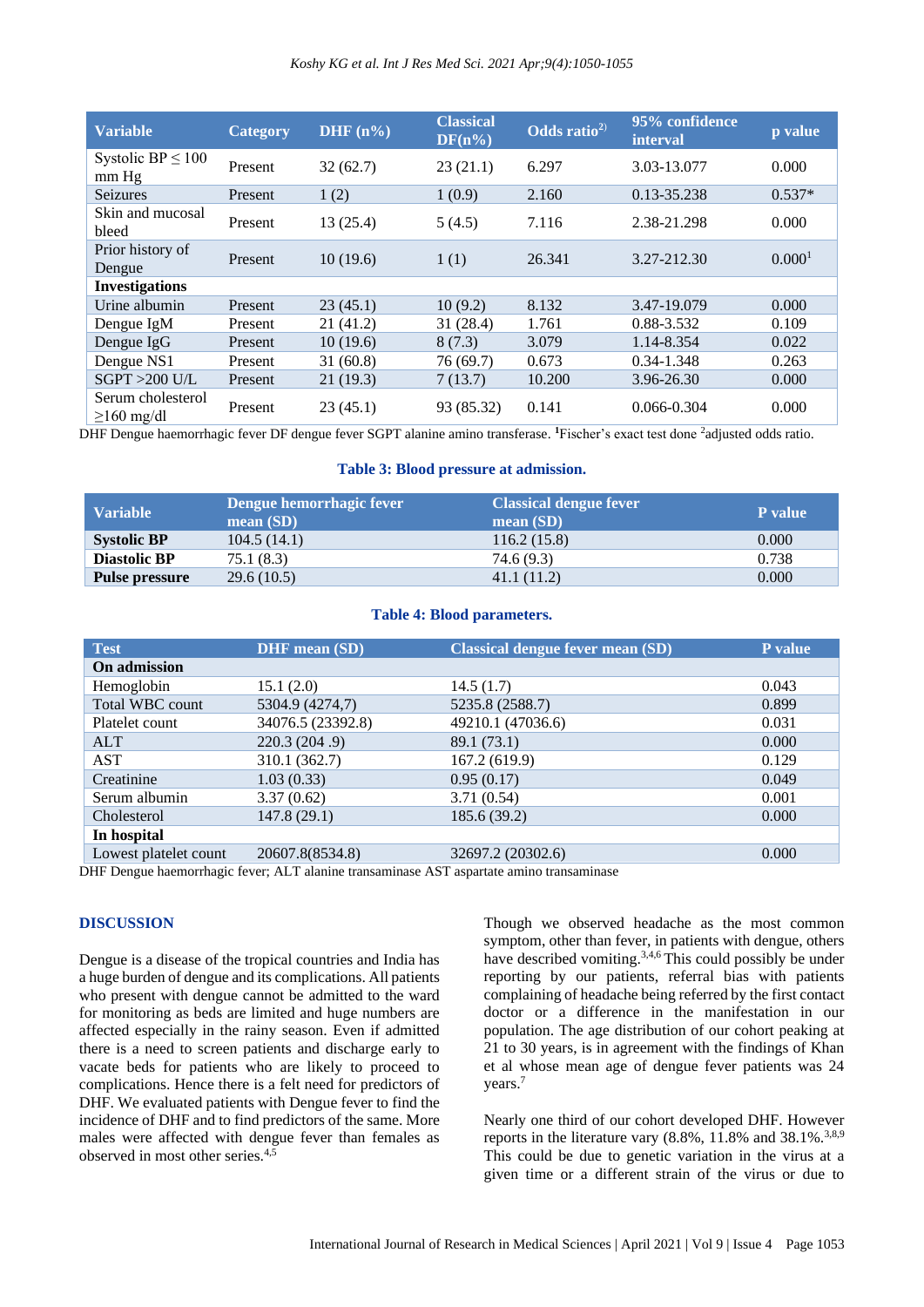| Variable | Category | DHF (n%) | Classical DF(n%) | Odds ratio[2)] | 95% confidence interval | p value |
|---|---|---|---|---|---|---|
| Systolic BP ≤ 100 mm Hg | Present | 32 (62.7) | 23 (21.1) | 6.297 | 3.03-13.077 | 0.000 |
| Seizures | Present | 1 (2) | 1 (0.9) | 2.160 | 0.13-35.238 | 0.537* |
| Skin and mucosal bleed | Present | 13 (25.4) | 5 (4.5) | 7.116 | 2.38-21.298 | 0.000 |
| Prior history of Dengue | Present | 10 (19.6) | 1 (1) | 26.341 | 3.27-212.30 | 0.000[1] |
| **Investigations** | | | | | | |
| Urine albumin | Present | 23 (45.1) | 10 (9.2) | 8.132 | 3.47-19.079 | 0.000 |
| Dengue IgM | Present | 21 (41.2) | 31 (28.4) | 1.761 | 0.88-3.532 | 0.109 |
| Dengue IgG | Present | 10 (19.6) | 8 (7.3) | 3.079 | 1.14-8.354 | 0.022 |
| Dengue NS1 | Present | 31 (60.8) | 76 (69.7) | 0.673 | 0.34-1.348 | 0.263 |
| SGPT >200 U/L | Present | 21 (19.3) | 7 (13.7) | 10.200 | 3.96-26.30 | 0.000 |
| Serum cholesterol ≥160 mg/dl | Present | 23 (45.1) | 93 (85.32) | 0.141 | 0.066-0.304 | 0.000 |

DHF Dengue haemorrhagic fever DF dengue fever SGPT alanine amino transferase. [1]Fischer's exact test done [2]adjusted odds ratio.

**Table 3: Blood pressure at admission.**

| Variable | Dengue hemorrhagic fever mean (SD) | Classical dengue fever mean (SD) | P value |
|---|---|---|---|
| **Systolic BP** | 104.5 (14.1) | 116.2 (15.8) | 0.000 |
| **Diastolic BP** | 75.1 (8.3) | 74.6 (9.3) | 0.738 |
| **Pulse pressure** | 29.6 (10.5) | 41.1 (11.2) | 0.000 |

**Table 4: Blood parameters.**

| Test | DHF mean (SD) | Classical dengue fever mean (SD) | P value |
|---|---|---|---|
| **On admission** | | | |
| Hemoglobin | 15.1 (2.0) | 14.5 (1.7) | 0.043 |
| Total WBC count | 5304.9 (4274,7) | 5235.8 (2588.7) | 0.899 |
| Platelet count | 34076.5 (23392.8) | 49210.1 (47036.6) | 0.031 |
| ALT | 220.3 (204 .9) | 89.1 (73.1) | 0.000 |
| AST | 310.1 (362.7) | 167.2 (619.9) | 0.129 |
| Creatinine | 1.03 (0.33) | 0.95 (0.17) | 0.049 |
| Serum albumin | 3.37 (0.62) | 3.71 (0.54) | 0.001 |
| Cholesterol | 147.8 (29.1) | 185.6 (39.2) | 0.000 |
| **In hospital** | | | |
| Lowest platelet count | 20607.8(8534.8) | 32697.2 (20302.6) | 0.000 |

DHF Dengue haemorrhagic fever; ALT alanine transaminase AST aspartate amino transaminase

## DISCUSSION

Dengue is a disease of the tropical countries and India has a huge burden of dengue and its complications. All patients who present with dengue cannot be admitted to the ward for monitoring as beds are limited and huge numbers are affected especially in the rainy season. Even if admitted there is a need to screen patients and discharge early to vacate beds for patients who are likely to proceed to complications. Hence there is a felt need for predictors of DHF. We evaluated patients with Dengue fever to find the incidence of DHF and to find predictors of the same. More males were affected with dengue fever than females as observed in most other series.[4,5]

Though we observed headache as the most common symptom, other than fever, in patients with dengue, others have described vomiting.[3,4,6] This could possibly be under reporting by our patients, referral bias with patients complaining of headache being referred by the first contact doctor or a difference in the manifestation in our population. The age distribution of our cohort peaking at 21 to 30 years, is in agreement with the findings of Khan et al whose mean age of dengue fever patients was 24 years.[7]

Nearly one third of our cohort developed DHF. However reports in the literature vary (8.8%, 11.8% and 38.1%.[3,8,9] This could be due to genetic variation in the virus at a given time or a different strain of the virus or due to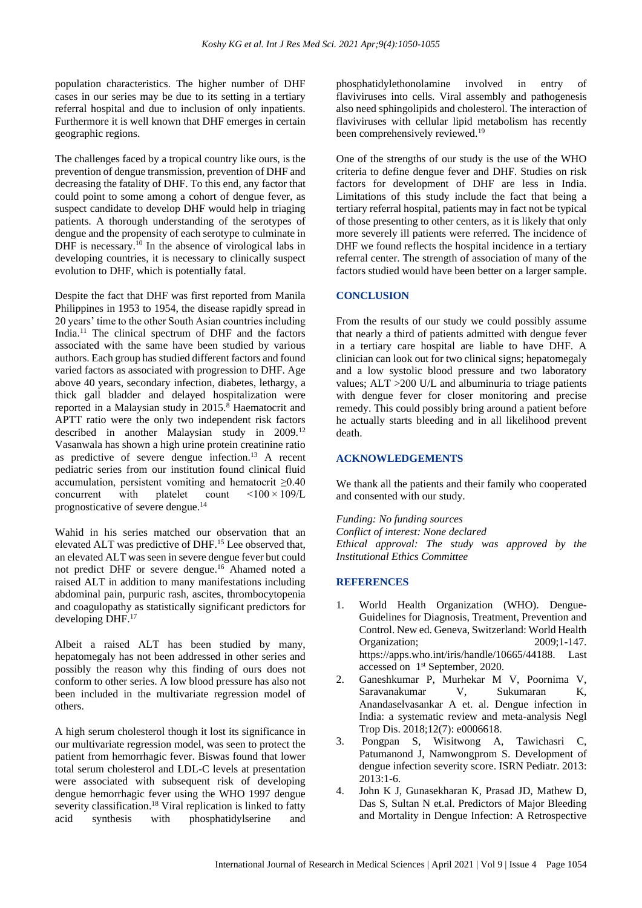population characteristics. The higher number of DHF cases in our series may be due to its setting in a tertiary referral hospital and due to inclusion of only inpatients. Furthermore it is well known that DHF emerges in certain geographic regions.

The challenges faced by a tropical country like ours, is the prevention of dengue transmission, prevention of DHF and decreasing the fatality of DHF. To this end, any factor that could point to some among a cohort of dengue fever, as suspect candidate to develop DHF would help in triaging patients. A thorough understanding of the serotypes of dengue and the propensity of each serotype to culminate in DHF is necessary.[10] In the absence of virological labs in developing countries, it is necessary to clinically suspect evolution to DHF, which is potentially fatal.

Despite the fact that DHF was first reported from Manila Philippines in 1953 to 1954, the disease rapidly spread in 20 years' time to the other South Asian countries including India.[11] The clinical spectrum of DHF and the factors associated with the same have been studied by various authors. Each group has studied different factors and found varied factors as associated with progression to DHF. Age above 40 years, secondary infection, diabetes, lethargy, a thick gall bladder and delayed hospitalization were reported in a Malaysian study in 2015.[8] Haematocrit and APTT ratio were the only two independent risk factors described in another Malaysian study in 2009.[12] Vasanwala has shown a high urine protein creatinine ratio as predictive of severe dengue infection.[13] A recent pediatric series from our institution found clinical fluid accumulation, persistent vomiting and hematocrit $\geq$0.40 concurrent with platelet count $<100 \times 109$/L prognosticative of severe dengue.[14]

Wahid in his series matched our observation that an elevated ALT was predictive of DHF.[15] Lee observed that, an elevated ALT was seen in severe dengue fever but could not predict DHF or severe dengue.[16] Ahamed noted a raised ALT in addition to many manifestations including abdominal pain, purpuric rash, ascites, thrombocytopenia and coagulopathy as statistically significant predictors for developing DHF.[17]

Albeit a raised ALT has been studied by many, hepatomegaly has not been addressed in other series and possibly the reason why this finding of ours does not conform to other series. A low blood pressure has also not been included in the multivariate regression model of others.

A high serum cholesterol though it lost its significance in our multivariate regression model, was seen to protect the patient from hemorrhagic fever. Biswas found that lower total serum cholesterol and LDL-C levels at presentation were associated with subsequent risk of developing dengue hemorrhagic fever using the WHO 1997 dengue severity classification.[18] Viral replication is linked to fatty acid synthesis with phosphatidylserine and phosphatidylethonolamine involved in entry of flaviviruses into cells. Viral assembly and pathogenesis also need sphingolipids and cholesterol. The interaction of flaviviruses with cellular lipid metabolism has recently been comprehensively reviewed.[19]

One of the strengths of our study is the use of the WHO criteria to define dengue fever and DHF. Studies on risk factors for development of DHF are less in India. Limitations of this study include the fact that being a tertiary referral hospital, patients may in fact not be typical of those presenting to other centers, as it is likely that only more severely ill patients were referred. The incidence of DHF we found reflects the hospital incidence in a tertiary referral center. The strength of association of many of the factors studied would have been better on a larger sample.

## CONCLUSION

From the results of our study we could possibly assume that nearly a third of patients admitted with dengue fever in a tertiary care hospital are liable to have DHF. A clinician can look out for two clinical signs; hepatomegaly and a low systolic blood pressure and two laboratory values; ALT >200 U/L and albuminuria to triage patients with dengue fever for closer monitoring and precise remedy. This could possibly bring around a patient before he actually starts bleeding and in all likelihood prevent death.

## ACKNOWLEDGEMENTS

We thank all the patients and their family who cooperated and consented with our study.

*Funding: No funding sources*
*Conflict of interest: None declared*
*Ethical approval: The study was approved by the Institutional Ethics Committee*

## REFERENCES

1. World Health Organization (WHO). Dengue-Guidelines for Diagnosis, Treatment, Prevention and Control. New ed. Geneva, Switzerland: World Health Organization; 2009;1-147. https://apps.who.int/iris/handle/10665/44188. Last accessed on 1st September, 2020.
2. Ganeshkumar P, Murhekar M V, Poornima V, Saravanakumar V, Sukumaran K, Anandaselvasankar A et. al. Dengue infection in India: a systematic review and meta-analysis Negl Trop Dis. 2018;12(7): e0006618.
3. Pongpan S, Wisitwong A, Tawichasri C, Patumanond J, Namwongprom S. Development of dengue infection severity score. ISRN Pediatr. 2013: 2013:1-6.
4. John K J, Gunasekharan K, Prasad JD, Mathew D, Das S, Sultan N et.al. Predictors of Major Bleeding and Mortality in Dengue Infection: A Retrospective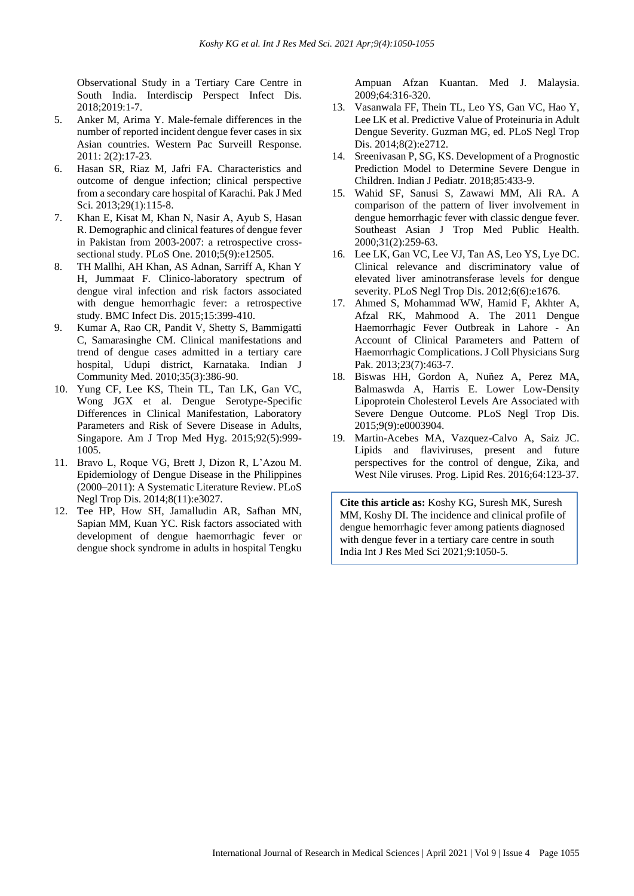Observational Study in a Tertiary Care Centre in South India. Interdiscip Perspect Infect Dis. 2018;2019:1-7.

5. Anker M, Arima Y. Male-female differences in the number of reported incident dengue fever cases in six Asian countries. Western Pac Surveill Response. 2011: 2(2):17-23.
6. Hasan SR, Riaz M, Jafri FA. Characteristics and outcome of dengue infection; clinical perspective from a secondary care hospital of Karachi. Pak J Med Sci. 2013;29(1):115-8.
7. Khan E, Kisat M, Khan N, Nasir A, Ayub S, Hasan R. Demographic and clinical features of dengue fever in Pakistan from 2003-2007: a retrospective cross-sectional study. PLoS One. 2010;5(9):e12505.
8. TH Mallhi, AH Khan, AS Adnan, Sarriff A, Khan Y H, Jummaat F. Clinico-laboratory spectrum of dengue viral infection and risk factors associated with dengue hemorrhagic fever: a retrospective study. BMC Infect Dis. 2015;15:399-410.
9. Kumar A, Rao CR, Pandit V, Shetty S, Bammigatti C, Samarasinghe CM. Clinical manifestations and trend of dengue cases admitted in a tertiary care hospital, Udupi district, Karnataka. Indian J Community Med. 2010;35(3):386-90.
10. Yung CF, Lee KS, Thein TL, Tan LK, Gan VC, Wong JGX et al. Dengue Serotype-Specific Differences in Clinical Manifestation, Laboratory Parameters and Risk of Severe Disease in Adults, Singapore. Am J Trop Med Hyg. 2015;92(5):999-1005.
11. Bravo L, Roque VG, Brett J, Dizon R, L'Azou M. Epidemiology of Dengue Disease in the Philippines (2000–2011): A Systematic Literature Review. PLoS Negl Trop Dis. 2014;8(11):e3027.
12. Tee HP, How SH, Jamalludin AR, Safhan MN, Sapian MM, Kuan YC. Risk factors associated with development of dengue haemorrhagic fever or dengue shock syndrome in adults in hospital Tengku Ampuan Afzan Kuantan. Med J. Malaysia. 2009;64:316-320.
13. Vasanwala FF, Thein TL, Leo YS, Gan VC, Hao Y, Lee LK et al. Predictive Value of Proteinuria in Adult Dengue Severity. Guzman MG, ed. PLoS Negl Trop Dis. 2014;8(2):e2712.
14. Sreenivasan P, SG, KS. Development of a Prognostic Prediction Model to Determine Severe Dengue in Children. Indian J Pediatr. 2018;85:433-9.
15. Wahid SF, Sanusi S, Zawawi MM, Ali RA. A comparison of the pattern of liver involvement in dengue hemorrhagic fever with classic dengue fever. Southeast Asian J Trop Med Public Health. 2000;31(2):259-63.
16. Lee LK, Gan VC, Lee VJ, Tan AS, Leo YS, Lye DC. Clinical relevance and discriminatory value of elevated liver aminotransferase levels for dengue severity. PLoS Negl Trop Dis. 2012;6(6):e1676.
17. Ahmed S, Mohammad WW, Hamid F, Akhter A, Afzal RK, Mahmood A. The 2011 Dengue Haemorrhagic Fever Outbreak in Lahore - An Account of Clinical Parameters and Pattern of Haemorrhagic Complications. J Coll Physicians Surg Pak. 2013;23(7):463-7.
18. Biswas HH, Gordon A, Nuñez A, Perez MA, Balmaswda A, Harris E. Lower Low-Density Lipoprotein Cholesterol Levels Are Associated with Severe Dengue Outcome. PLoS Negl Trop Dis. 2015;9(9):e0003904.
19. Martin-Acebes MA, Vazquez-Calvo A, Saiz JC. Lipids and flaviviruses, present and future perspectives for the control of dengue, Zika, and West Nile viruses. Prog. Lipid Res. 2016;64:123-37.

**Cite this article as:** Koshy KG, Suresh MK, Suresh MM, Koshy DI. The incidence and clinical profile of dengue hemorrhagic fever among patients diagnosed with dengue fever in a tertiary care centre in south India Int J Res Med Sci 2021;9:1050-5.